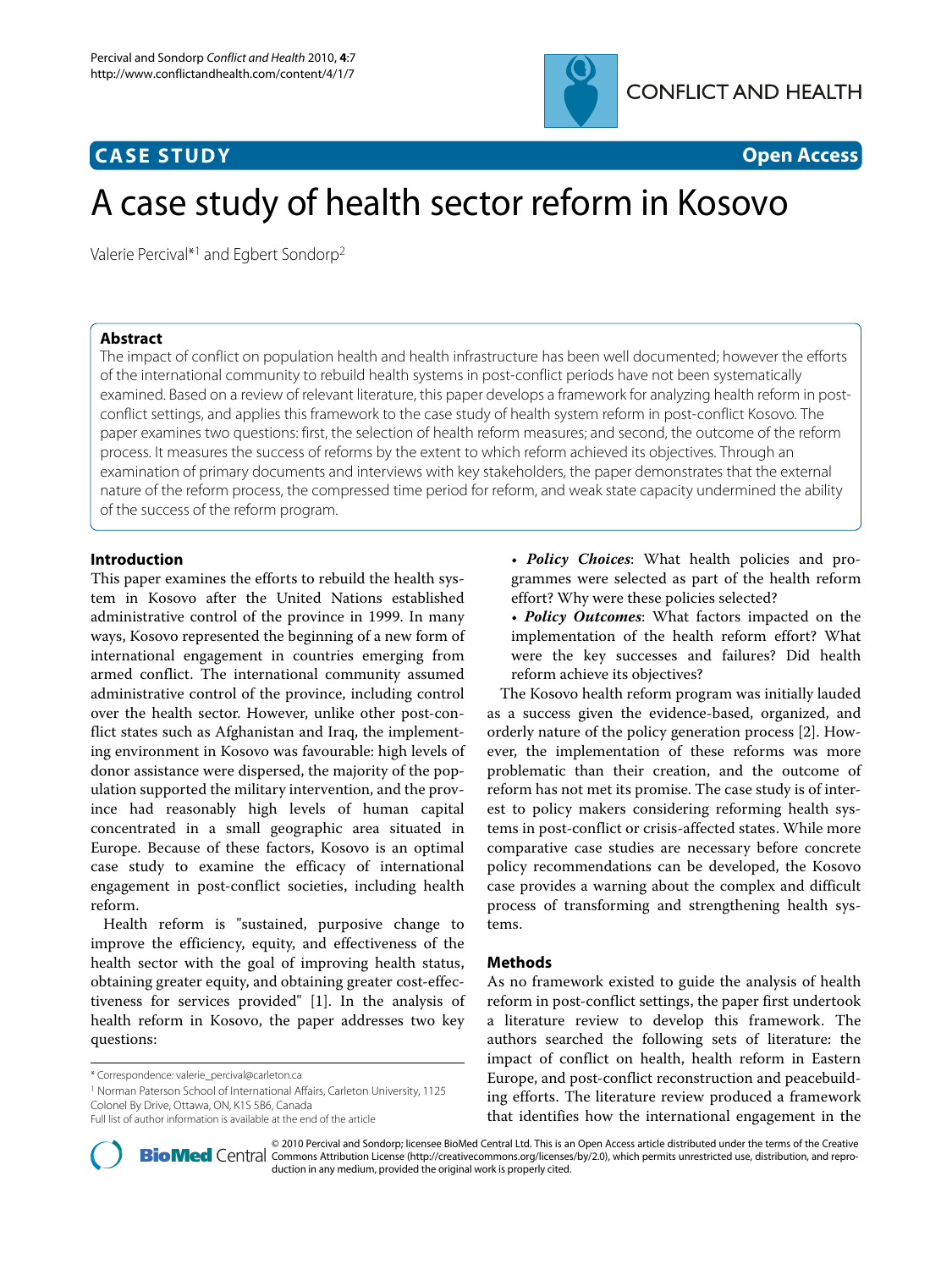**CASE STUDY** **Open Access**

# A case study of health sector reform in Kosovo

Valerie Percival*[1] and Egbert Sondorp[2]

## Abstract

The impact of conflict on population health and health infrastructure has been well documented; however the efforts of the international community to rebuild health systems in post-conflict periods have not been systematically examined. Based on a review of relevant literature, this paper develops a framework for analyzing health reform in post-conflict settings, and applies this framework to the case study of health system reform in post-conflict Kosovo. The paper examines two questions: first, the selection of health reform measures; and second, the outcome of the reform process. It measures the success of reforms by the extent to which reform achieved its objectives. Through an examination of primary documents and interviews with key stakeholders, the paper demonstrates that the external nature of the reform process, the compressed time period for reform, and weak state capacity undermined the ability of the success of the reform program.

## Introduction

This paper examines the efforts to rebuild the health system in Kosovo after the United Nations established administrative control of the province in 1999. In many ways, Kosovo represented the beginning of a new form of international engagement in countries emerging from armed conflict. The international community assumed administrative control of the province, including control over the health sector. However, unlike other post-conflict states such as Afghanistan and Iraq, the implementing environment in Kosovo was favourable: high levels of donor assistance were dispersed, the majority of the population supported the military intervention, and the province had reasonably high levels of human capital concentrated in a small geographic area situated in Europe. Because of these factors, Kosovo is an optimal case study to examine the efficacy of international engagement in post-conflict societies, including health reform.

Health reform is "sustained, purposive change to improve the efficiency, equity, and effectiveness of the health sector with the goal of improving health status, obtaining greater equity, and obtaining greater cost-effectiveness for services provided" [1]. In the analysis of health reform in Kosovo, the paper addresses two key questions:

- ***Policy Choices***: What health policies and programmes were selected as part of the health reform effort? Why were these policies selected?
- ***Policy Outcomes***: What factors impacted on the implementation of the health reform effort? What were the key successes and failures? Did health reform achieve its objectives?

The Kosovo health reform program was initially lauded as a success given the evidence-based, organized, and orderly nature of the policy generation process [2]. However, the implementation of these reforms was more problematic than their creation, and the outcome of reform has not met its promise. The case study is of interest to policy makers considering reforming health systems in post-conflict or crisis-affected states. While more comparative case studies are necessary before concrete policy recommendations can be developed, the Kosovo case provides a warning about the complex and difficult process of transforming and strengthening health systems.

## Methods

As no framework existed to guide the analysis of health reform in post-conflict settings, the paper first undertook a literature review to develop this framework. The authors searched the following sets of literature: the impact of conflict on health, health reform in Eastern Europe, and post-conflict reconstruction and peacebuilding efforts. The literature review produced a framework that identifies how the international engagement in the

\* Correspondence: valerie_percival@carleton.ca

[1] Norman Paterson School of International Affairs, Carleton University, 1125 Colonel By Drive, Ottawa, ON, K1S 5B6, Canada

Full list of author information is available at the end of the article

© 2010 Percival and Sondorp; licensee BioMed Central Ltd. This is an Open Access article distributed under the terms of the Creative Commons Attribution License (http://creativecommons.org/licenses/by/2.0), which permits unrestricted use, distribution, and reproduction in any medium, provided the original work is properly cited.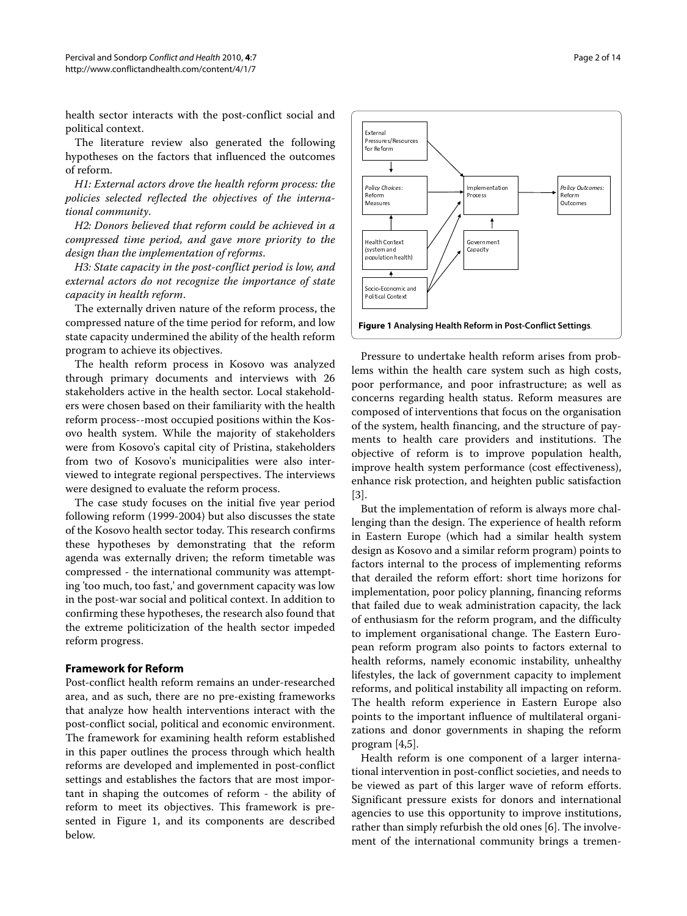health sector interacts with the post-conflict social and political context.

The literature review also generated the following hypotheses on the factors that influenced the outcomes of reform.

*H1: External actors drove the health reform process: the policies selected reflected the objectives of the international community.*

*H2: Donors believed that reform could be achieved in a compressed time period, and gave more priority to the design than the implementation of reforms.*

*H3: State capacity in the post-conflict period is low, and external actors do not recognize the importance of state capacity in health reform.*

The externally driven nature of the reform process, the compressed nature of the time period for reform, and low state capacity undermined the ability of the health reform program to achieve its objectives.

The health reform process in Kosovo was analyzed through primary documents and interviews with 26 stakeholders active in the health sector. Local stakeholders were chosen based on their familiarity with the health reform process--most occupied positions within the Kosovo health system. While the majority of stakeholders were from Kosovo's capital city of Pristina, stakeholders from two of Kosovo's municipalities were also interviewed to integrate regional perspectives. The interviews were designed to evaluate the reform process.

The case study focuses on the initial five year period following reform (1999-2004) but also discusses the state of the Kosovo health sector today. This research confirms these hypotheses by demonstrating that the reform agenda was externally driven; the reform timetable was compressed - the international community was attempting 'too much, too fast,' and government capacity was low in the post-war social and political context. In addition to confirming these hypotheses, the research also found that the extreme politicization of the health sector impeded reform progress.

## Framework for Reform

Post-conflict health reform remains an under-researched area, and as such, there are no pre-existing frameworks that analyze how health interventions interact with the post-conflict social, political and economic environment. The framework for examining health reform established in this paper outlines the process through which health reforms are developed and implemented in post-conflict settings and establishes the factors that are most important in shaping the outcomes of reform - the ability of reform to meet its objectives. This framework is presented in Figure 1, and its components are described below.

External Pressures/Resources for Reform

*Policy Choices:* Reform Measures

Implementation Process

*Policy Outcomes:* Reform Outcomes

Health Context (system and population health)

Government Capacity

Socio-Economic and Political Context

**Figure 1 Analysing Health Reform in Post-Conflict Settings**.

Pressure to undertake health reform arises from problems within the health care system such as high costs, poor performance, and poor infrastructure; as well as concerns regarding health status. Reform measures are composed of interventions that focus on the organisation of the system, health financing, and the structure of payments to health care providers and institutions. The objective of reform is to improve population health, improve health system performance (cost effectiveness), enhance risk protection, and heighten public satisfaction [3].

But the implementation of reform is always more challenging than the design. The experience of health reform in Eastern Europe (which had a similar health system design as Kosovo and a similar reform program) points to factors internal to the process of implementing reforms that derailed the reform effort: short time horizons for implementation, poor policy planning, financing reforms that failed due to weak administration capacity, the lack of enthusiasm for the reform program, and the difficulty to implement organisational change. The Eastern European reform program also points to factors external to health reforms, namely economic instability, unhealthy lifestyles, the lack of government capacity to implement reforms, and political instability all impacting on reform. The health reform experience in Eastern Europe also points to the important influence of multilateral organizations and donor governments in shaping the reform program [4,5].

Health reform is one component of a larger international intervention in post-conflict societies, and needs to be viewed as part of this larger wave of reform efforts. Significant pressure exists for donors and international agencies to use this opportunity to improve institutions, rather than simply refurbish the old ones [6]. The involvement of the international community brings a tremen-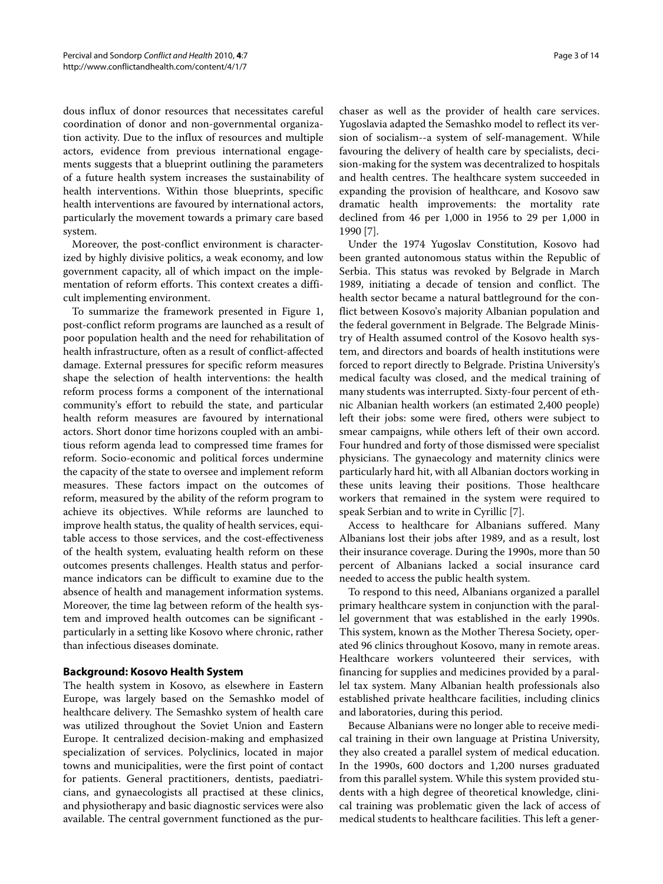dous influx of donor resources that necessitates careful coordination of donor and non-governmental organization activity. Due to the influx of resources and multiple actors, evidence from previous international engagements suggests that a blueprint outlining the parameters of a future health system increases the sustainability of health interventions. Within those blueprints, specific health interventions are favoured by international actors, particularly the movement towards a primary care based system.

Moreover, the post-conflict environment is characterized by highly divisive politics, a weak economy, and low government capacity, all of which impact on the implementation of reform efforts. This context creates a difficult implementing environment.

To summarize the framework presented in Figure 1, post-conflict reform programs are launched as a result of poor population health and the need for rehabilitation of health infrastructure, often as a result of conflict-affected damage. External pressures for specific reform measures shape the selection of health interventions: the health reform process forms a component of the international community's effort to rebuild the state, and particular health reform measures are favoured by international actors. Short donor time horizons coupled with an ambitious reform agenda lead to compressed time frames for reform. Socio-economic and political forces undermine the capacity of the state to oversee and implement reform measures. These factors impact on the outcomes of reform, measured by the ability of the reform program to achieve its objectives. While reforms are launched to improve health status, the quality of health services, equitable access to those services, and the cost-effectiveness of the health system, evaluating health reform on these outcomes presents challenges. Health status and performance indicators can be difficult to examine due to the absence of health and management information systems. Moreover, the time lag between reform of the health system and improved health outcomes can be significant - particularly in a setting like Kosovo where chronic, rather than infectious diseases dominate.

## Background: Kosovo Health System

The health system in Kosovo, as elsewhere in Eastern Europe, was largely based on the Semashko model of healthcare delivery. The Semashko system of health care was utilized throughout the Soviet Union and Eastern Europe. It centralized decision-making and emphasized specialization of services. Polyclinics, located in major towns and municipalities, were the first point of contact for patients. General practitioners, dentists, paediatricians, and gynaecologists all practised at these clinics, and physiotherapy and basic diagnostic services were also available. The central government functioned as the purchaser as well as the provider of health care services. Yugoslavia adapted the Semashko model to reflect its version of socialism--a system of self-management. While favouring the delivery of health care by specialists, decision-making for the system was decentralized to hospitals and health centres. The healthcare system succeeded in expanding the provision of healthcare, and Kosovo saw dramatic health improvements: the mortality rate declined from 46 per 1,000 in 1956 to 29 per 1,000 in 1990 [7].

Under the 1974 Yugoslav Constitution, Kosovo had been granted autonomous status within the Republic of Serbia. This status was revoked by Belgrade in March 1989, initiating a decade of tension and conflict. The health sector became a natural battleground for the conflict between Kosovo's majority Albanian population and the federal government in Belgrade. The Belgrade Ministry of Health assumed control of the Kosovo health system, and directors and boards of health institutions were forced to report directly to Belgrade. Pristina University's medical faculty was closed, and the medical training of many students was interrupted. Sixty-four percent of ethnic Albanian health workers (an estimated 2,400 people) left their jobs: some were fired, others were subject to smear campaigns, while others left of their own accord. Four hundred and forty of those dismissed were specialist physicians. The gynaecology and maternity clinics were particularly hard hit, with all Albanian doctors working in these units leaving their positions. Those healthcare workers that remained in the system were required to speak Serbian and to write in Cyrillic [7].

Access to healthcare for Albanians suffered. Many Albanians lost their jobs after 1989, and as a result, lost their insurance coverage. During the 1990s, more than 50 percent of Albanians lacked a social insurance card needed to access the public health system.

To respond to this need, Albanians organized a parallel primary healthcare system in conjunction with the parallel government that was established in the early 1990s. This system, known as the Mother Theresa Society, operated 96 clinics throughout Kosovo, many in remote areas. Healthcare workers volunteered their services, with financing for supplies and medicines provided by a parallel tax system. Many Albanian health professionals also established private healthcare facilities, including clinics and laboratories, during this period.

Because Albanians were no longer able to receive medical training in their own language at Pristina University, they also created a parallel system of medical education. In the 1990s, 600 doctors and 1,200 nurses graduated from this parallel system. While this system provided students with a high degree of theoretical knowledge, clinical training was problematic given the lack of access of medical students to healthcare facilities. This left a gener-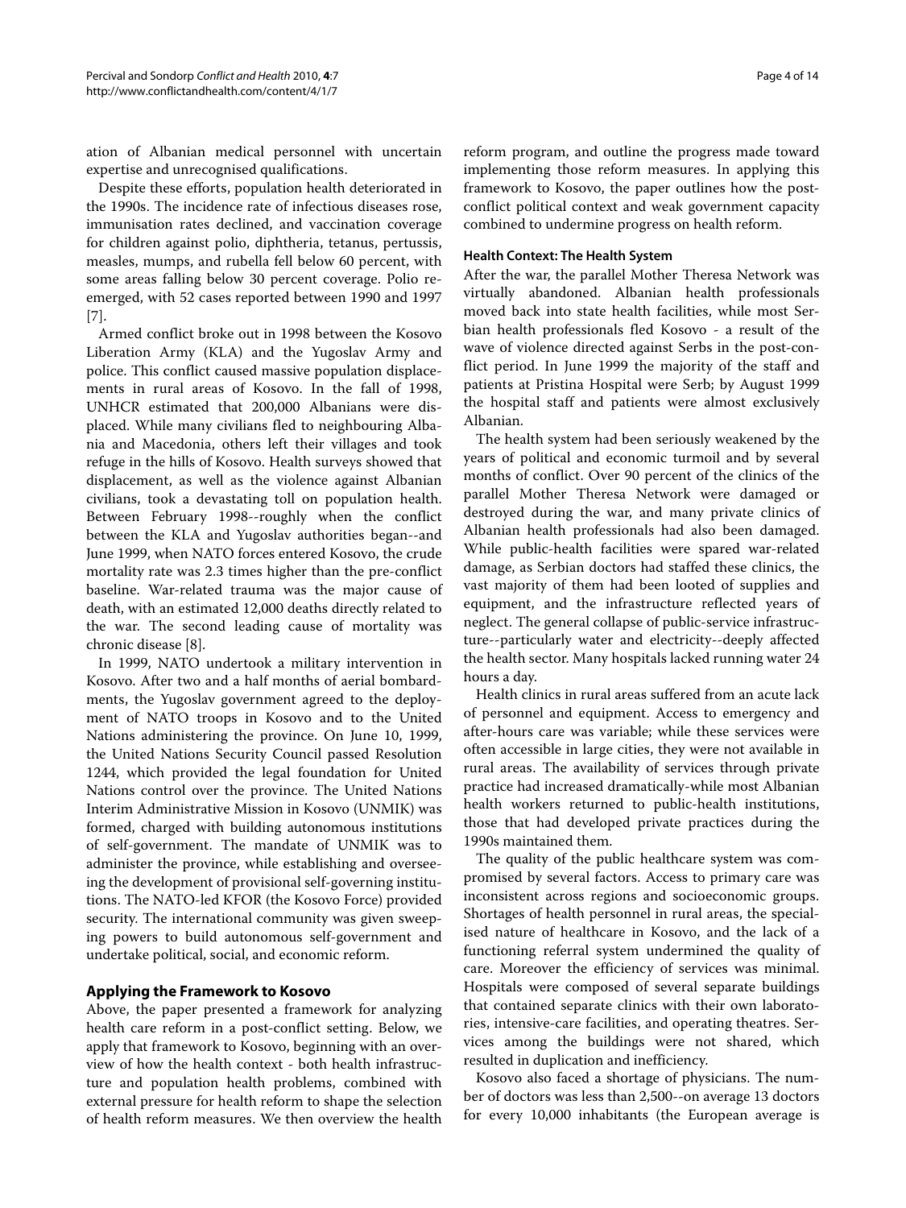ation of Albanian medical personnel with uncertain expertise and unrecognised qualifications.

Despite these efforts, population health deteriorated in the 1990s. The incidence rate of infectious diseases rose, immunisation rates declined, and vaccination coverage for children against polio, diphtheria, tetanus, pertussis, measles, mumps, and rubella fell below 60 percent, with some areas falling below 30 percent coverage. Polio re-emerged, with 52 cases reported between 1990 and 1997 [7].

Armed conflict broke out in 1998 between the Kosovo Liberation Army (KLA) and the Yugoslav Army and police. This conflict caused massive population displacements in rural areas of Kosovo. In the fall of 1998, UNHCR estimated that 200,000 Albanians were displaced. While many civilians fled to neighbouring Albania and Macedonia, others left their villages and took refuge in the hills of Kosovo. Health surveys showed that displacement, as well as the violence against Albanian civilians, took a devastating toll on population health. Between February 1998--roughly when the conflict between the KLA and Yugoslav authorities began--and June 1999, when NATO forces entered Kosovo, the crude mortality rate was 2.3 times higher than the pre-conflict baseline. War-related trauma was the major cause of death, with an estimated 12,000 deaths directly related to the war. The second leading cause of mortality was chronic disease [8].

In 1999, NATO undertook a military intervention in Kosovo. After two and a half months of aerial bombardments, the Yugoslav government agreed to the deployment of NATO troops in Kosovo and to the United Nations administering the province. On June 10, 1999, the United Nations Security Council passed Resolution 1244, which provided the legal foundation for United Nations control over the province. The United Nations Interim Administrative Mission in Kosovo (UNMIK) was formed, charged with building autonomous institutions of self-government. The mandate of UNMIK was to administer the province, while establishing and overseeing the development of provisional self-governing institutions. The NATO-led KFOR (the Kosovo Force) provided security. The international community was given sweeping powers to build autonomous self-government and undertake political, social, and economic reform.

## Applying the Framework to Kosovo

Above, the paper presented a framework for analyzing health care reform in a post-conflict setting. Below, we apply that framework to Kosovo, beginning with an overview of how the health context - both health infrastructure and population health problems, combined with external pressure for health reform to shape the selection of health reform measures. We then overview the health reform program, and outline the progress made toward implementing those reform measures. In applying this framework to Kosovo, the paper outlines how the post-conflict political context and weak government capacity combined to undermine progress on health reform.

### Health Context: The Health System

After the war, the parallel Mother Theresa Network was virtually abandoned. Albanian health professionals moved back into state health facilities, while most Serbian health professionals fled Kosovo - a result of the wave of violence directed against Serbs in the post-conflict period. In June 1999 the majority of the staff and patients at Pristina Hospital were Serb; by August 1999 the hospital staff and patients were almost exclusively Albanian.

The health system had been seriously weakened by the years of political and economic turmoil and by several months of conflict. Over 90 percent of the clinics of the parallel Mother Theresa Network were damaged or destroyed during the war, and many private clinics of Albanian health professionals had also been damaged. While public-health facilities were spared war-related damage, as Serbian doctors had staffed these clinics, the vast majority of them had been looted of supplies and equipment, and the infrastructure reflected years of neglect. The general collapse of public-service infrastructure--particularly water and electricity--deeply affected the health sector. Many hospitals lacked running water 24 hours a day.

Health clinics in rural areas suffered from an acute lack of personnel and equipment. Access to emergency and after-hours care was variable; while these services were often accessible in large cities, they were not available in rural areas. The availability of services through private practice had increased dramatically-while most Albanian health workers returned to public-health institutions, those that had developed private practices during the 1990s maintained them.

The quality of the public healthcare system was compromised by several factors. Access to primary care was inconsistent across regions and socioeconomic groups. Shortages of health personnel in rural areas, the specialised nature of healthcare in Kosovo, and the lack of a functioning referral system undermined the quality of care. Moreover the efficiency of services was minimal. Hospitals were composed of several separate buildings that contained separate clinics with their own laboratories, intensive-care facilities, and operating theatres. Services among the buildings were not shared, which resulted in duplication and inefficiency.

Kosovo also faced a shortage of physicians. The number of doctors was less than 2,500--on average 13 doctors for every 10,000 inhabitants (the European average is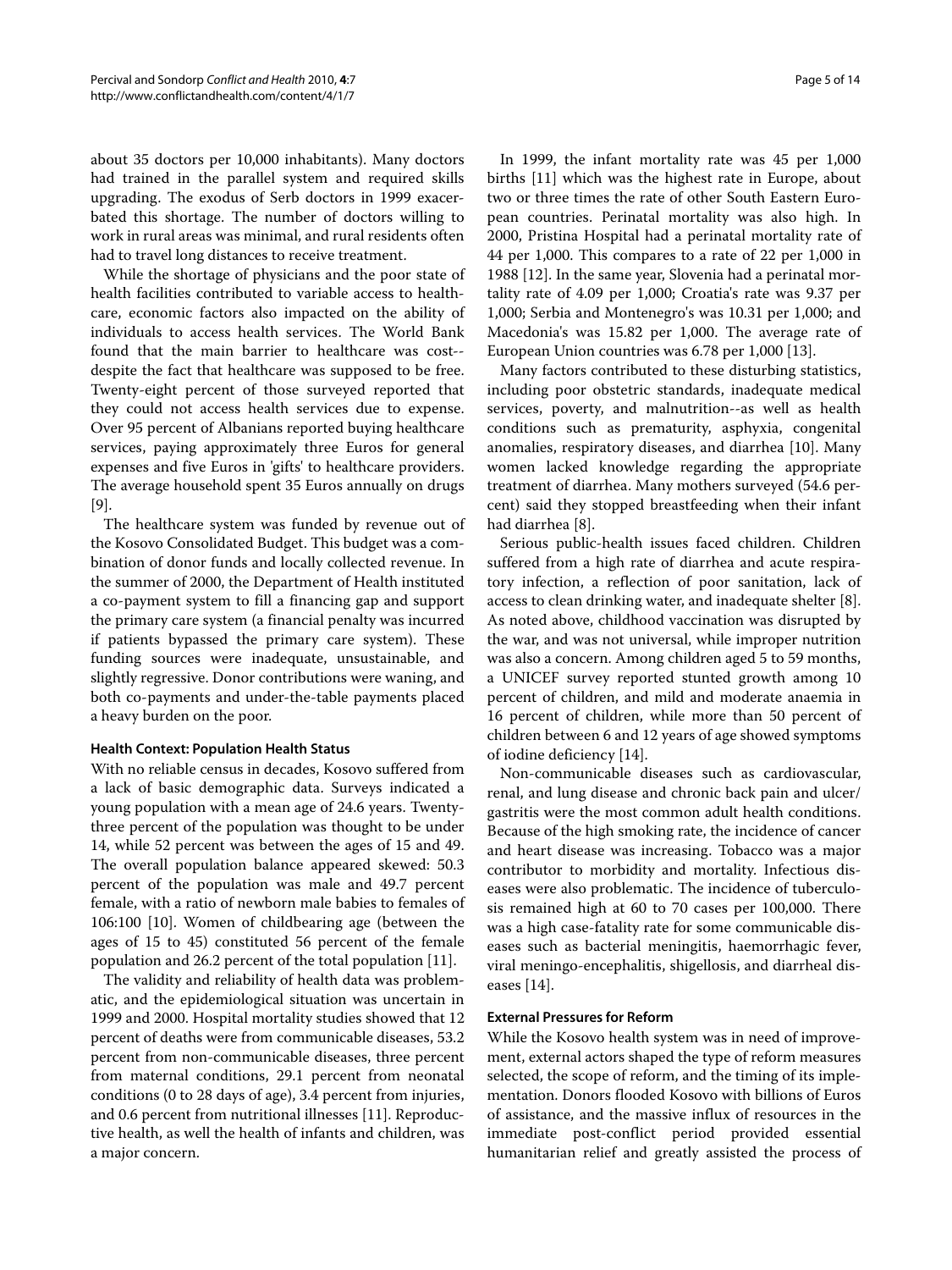about 35 doctors per 10,000 inhabitants). Many doctors had trained in the parallel system and required skills upgrading. The exodus of Serb doctors in 1999 exacerbated this shortage. The number of doctors willing to work in rural areas was minimal, and rural residents often had to travel long distances to receive treatment.

While the shortage of physicians and the poor state of health facilities contributed to variable access to healthcare, economic factors also impacted on the ability of individuals to access health services. The World Bank found that the main barrier to healthcare was cost--despite the fact that healthcare was supposed to be free. Twenty-eight percent of those surveyed reported that they could not access health services due to expense. Over 95 percent of Albanians reported buying healthcare services, paying approximately three Euros for general expenses and five Euros in 'gifts' to healthcare providers. The average household spent 35 Euros annually on drugs [9].

The healthcare system was funded by revenue out of the Kosovo Consolidated Budget. This budget was a combination of donor funds and locally collected revenue. In the summer of 2000, the Department of Health instituted a co-payment system to fill a financing gap and support the primary care system (a financial penalty was incurred if patients bypassed the primary care system). These funding sources were inadequate, unsustainable, and slightly regressive. Donor contributions were waning, and both co-payments and under-the-table payments placed a heavy burden on the poor.

#### Health Context: Population Health Status

With no reliable census in decades, Kosovo suffered from a lack of basic demographic data. Surveys indicated a young population with a mean age of 24.6 years. Twenty-three percent of the population was thought to be under 14, while 52 percent was between the ages of 15 and 49. The overall population balance appeared skewed: 50.3 percent of the population was male and 49.7 percent female, with a ratio of newborn male babies to females of 106:100 [10]. Women of childbearing age (between the ages of 15 to 45) constituted 56 percent of the female population and 26.2 percent of the total population [11].

The validity and reliability of health data was problematic, and the epidemiological situation was uncertain in 1999 and 2000. Hospital mortality studies showed that 12 percent of deaths were from communicable diseases, 53.2 percent from non-communicable diseases, three percent from maternal conditions, 29.1 percent from neonatal conditions (0 to 28 days of age), 3.4 percent from injuries, and 0.6 percent from nutritional illnesses [11]. Reproductive health, as well the health of infants and children, was a major concern.

In 1999, the infant mortality rate was 45 per 1,000 births [11] which was the highest rate in Europe, about two or three times the rate of other South Eastern European countries. Perinatal mortality was also high. In 2000, Pristina Hospital had a perinatal mortality rate of 44 per 1,000. This compares to a rate of 22 per 1,000 in 1988 [12]. In the same year, Slovenia had a perinatal mortality rate of 4.09 per 1,000; Croatia's rate was 9.37 per 1,000; Serbia and Montenegro's was 10.31 per 1,000; and Macedonia's was 15.82 per 1,000. The average rate of European Union countries was 6.78 per 1,000 [13].

Many factors contributed to these disturbing statistics, including poor obstetric standards, inadequate medical services, poverty, and malnutrition--as well as health conditions such as prematurity, asphyxia, congenital anomalies, respiratory diseases, and diarrhea [10]. Many women lacked knowledge regarding the appropriate treatment of diarrhea. Many mothers surveyed (54.6 percent) said they stopped breastfeeding when their infant had diarrhea [8].

Serious public-health issues faced children. Children suffered from a high rate of diarrhea and acute respiratory infection, a reflection of poor sanitation, lack of access to clean drinking water, and inadequate shelter [8]. As noted above, childhood vaccination was disrupted by the war, and was not universal, while improper nutrition was also a concern. Among children aged 5 to 59 months, a UNICEF survey reported stunted growth among 10 percent of children, and mild and moderate anaemia in 16 percent of children, while more than 50 percent of children between 6 and 12 years of age showed symptoms of iodine deficiency [14].

Non-communicable diseases such as cardiovascular, renal, and lung disease and chronic back pain and ulcer/gastritis were the most common adult health conditions. Because of the high smoking rate, the incidence of cancer and heart disease was increasing. Tobacco was a major contributor to morbidity and mortality. Infectious diseases were also problematic. The incidence of tuberculosis remained high at 60 to 70 cases per 100,000. There was a high case-fatality rate for some communicable diseases such as bacterial meningitis, haemorrhagic fever, viral meningo-encephalitis, shigellosis, and diarrheal diseases [14].

#### External Pressures for Reform

While the Kosovo health system was in need of improvement, external actors shaped the type of reform measures selected, the scope of reform, and the timing of its implementation. Donors flooded Kosovo with billions of Euros of assistance, and the massive influx of resources in the immediate post-conflict period provided essential humanitarian relief and greatly assisted the process of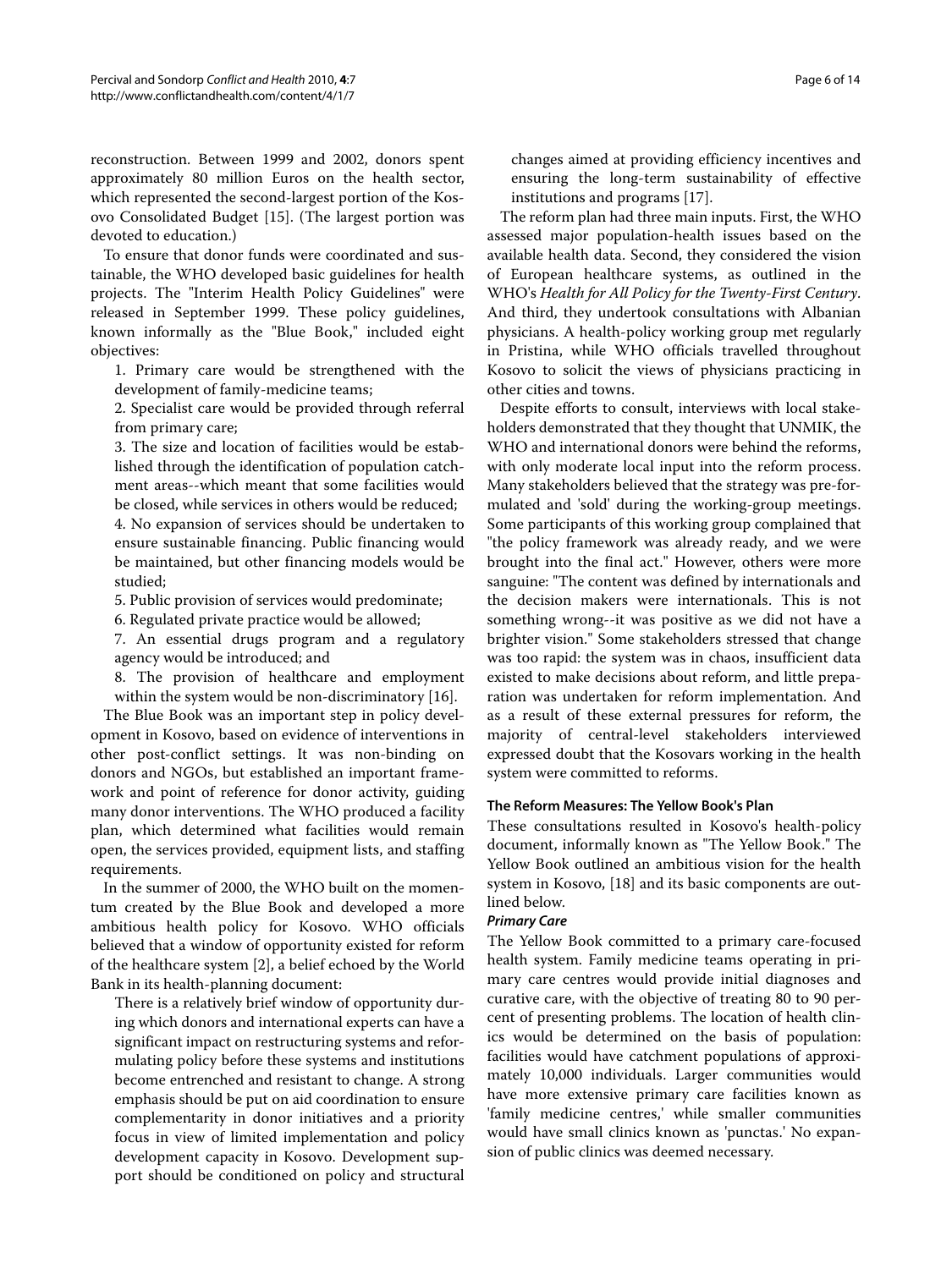reconstruction. Between 1999 and 2002, donors spent approximately 80 million Euros on the health sector, which represented the second-largest portion of the Kosovo Consolidated Budget [15]. (The largest portion was devoted to education.)

To ensure that donor funds were coordinated and sustainable, the WHO developed basic guidelines for health projects. The "Interim Health Policy Guidelines" were released in September 1999. These policy guidelines, known informally as the "Blue Book," included eight objectives:

1. Primary care would be strengthened with the development of family-medicine teams;
2. Specialist care would be provided through referral from primary care;
3. The size and location of facilities would be established through the identification of population catchment areas--which meant that some facilities would be closed, while services in others would be reduced;
4. No expansion of services should be undertaken to ensure sustainable financing. Public financing would be maintained, but other financing models would be studied;
5. Public provision of services would predominate;
6. Regulated private practice would be allowed;
7. An essential drugs program and a regulatory agency would be introduced; and
8. The provision of healthcare and employment within the system would be non-discriminatory [16].

The Blue Book was an important step in policy development in Kosovo, based on evidence of interventions in other post-conflict settings. It was non-binding on donors and NGOs, but established an important framework and point of reference for donor activity, guiding many donor interventions. The WHO produced a facility plan, which determined what facilities would remain open, the services provided, equipment lists, and staffing requirements.

In the summer of 2000, the WHO built on the momentum created by the Blue Book and developed a more ambitious health policy for Kosovo. WHO officials believed that a window of opportunity existed for reform of the healthcare system [2], a belief echoed by the World Bank in its health-planning document:

> There is a relatively brief window of opportunity during which donors and international experts can have a significant impact on restructuring systems and reformulating policy before these systems and institutions become entrenched and resistant to change. A strong emphasis should be put on aid coordination to ensure complementarity in donor initiatives and a priority focus in view of limited implementation and policy development capacity in Kosovo. Development support should be conditioned on policy and structural changes aimed at providing efficiency incentives and ensuring the long-term sustainability of effective institutions and programs [17].

The reform plan had three main inputs. First, the WHO assessed major population-health issues based on the available health data. Second, they considered the vision of European healthcare systems, as outlined in the WHO's *Health for All Policy for the Twenty-First Century*. And third, they undertook consultations with Albanian physicians. A health-policy working group met regularly in Pristina, while WHO officials travelled throughout Kosovo to solicit the views of physicians practicing in other cities and towns.

Despite efforts to consult, interviews with local stakeholders demonstrated that they thought that UNMIK, the WHO and international donors were behind the reforms, with only moderate local input into the reform process. Many stakeholders believed that the strategy was pre-formulated and 'sold' during the working-group meetings. Some participants of this working group complained that "the policy framework was already ready, and we were brought into the final act." However, others were more sanguine: "The content was defined by internationals and the decision makers were internationals. This is not something wrong--it was positive as we did not have a brighter vision." Some stakeholders stressed that change was too rapid: the system was in chaos, insufficient data existed to make decisions about reform, and little preparation was undertaken for reform implementation. And as a result of these external pressures for reform, the majority of central-level stakeholders interviewed expressed doubt that the Kosovars working in the health system were committed to reforms.

### The Reform Measures: The Yellow Book's Plan

These consultations resulted in Kosovo's health-policy document, informally known as "The Yellow Book." The Yellow Book outlined an ambitious vision for the health system in Kosovo, [18] and its basic components are outlined below.

#### *Primary Care*

The Yellow Book committed to a primary care-focused health system. Family medicine teams operating in primary care centres would provide initial diagnoses and curative care, with the objective of treating 80 to 90 percent of presenting problems. The location of health clinics would be determined on the basis of population: facilities would have catchment populations of approximately 10,000 individuals. Larger communities would have more extensive primary care facilities known as 'family medicine centres,' while smaller communities would have small clinics known as 'punctas.' No expansion of public clinics was deemed necessary.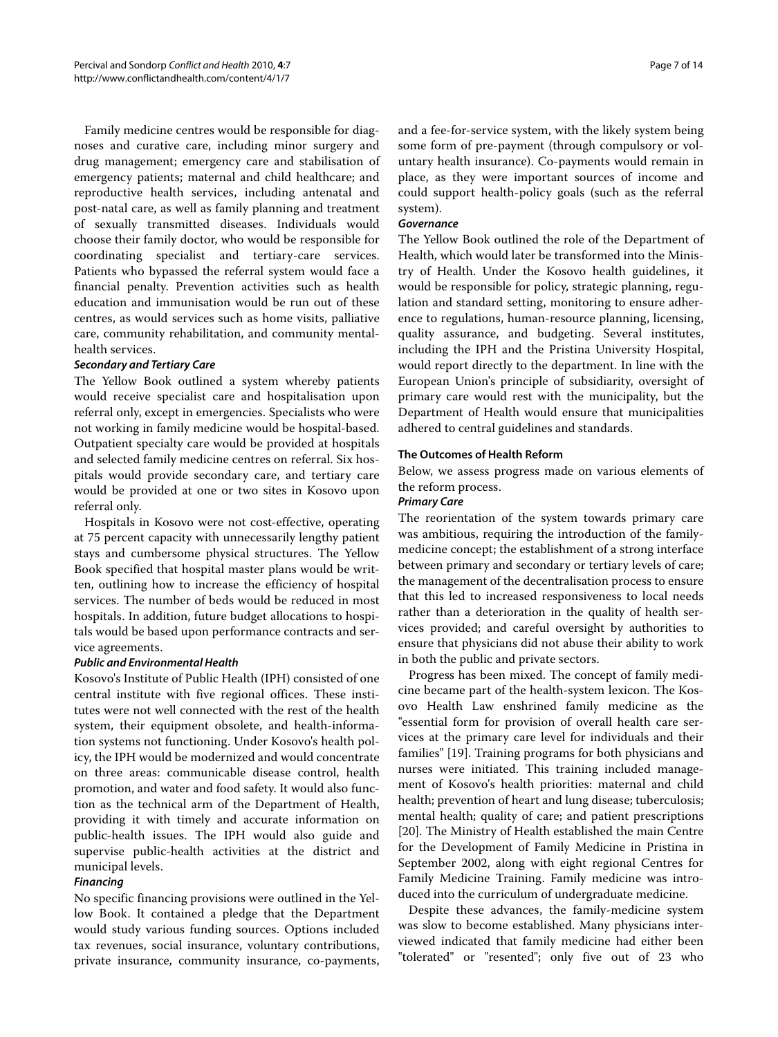Family medicine centres would be responsible for diagnoses and curative care, including minor surgery and drug management; emergency care and stabilisation of emergency patients; maternal and child healthcare; and reproductive health services, including antenatal and post-natal care, as well as family planning and treatment of sexually transmitted diseases. Individuals would choose their family doctor, who would be responsible for coordinating specialist and tertiary-care services. Patients who bypassed the referral system would face a financial penalty. Prevention activities such as health education and immunisation would be run out of these centres, as would services such as home visits, palliative care, community rehabilitation, and community mental-health services.

### *Secondary and Tertiary Care*

The Yellow Book outlined a system whereby patients would receive specialist care and hospitalisation upon referral only, except in emergencies. Specialists who were not working in family medicine would be hospital-based. Outpatient specialty care would be provided at hospitals and selected family medicine centres on referral. Six hospitals would provide secondary care, and tertiary care would be provided at one or two sites in Kosovo upon referral only.

Hospitals in Kosovo were not cost-effective, operating at 75 percent capacity with unnecessarily lengthy patient stays and cumbersome physical structures. The Yellow Book specified that hospital master plans would be written, outlining how to increase the efficiency of hospital services. The number of beds would be reduced in most hospitals. In addition, future budget allocations to hospitals would be based upon performance contracts and service agreements.

### *Public and Environmental Health*

Kosovo's Institute of Public Health (IPH) consisted of one central institute with five regional offices. These institutes were not well connected with the rest of the health system, their equipment obsolete, and health-information systems not functioning. Under Kosovo's health policy, the IPH would be modernized and would concentrate on three areas: communicable disease control, health promotion, and water and food safety. It would also function as the technical arm of the Department of Health, providing it with timely and accurate information on public-health issues. The IPH would also guide and supervise public-health activities at the district and municipal levels.

### *Financing*

No specific financing provisions were outlined in the Yellow Book. It contained a pledge that the Department would study various funding sources. Options included tax revenues, social insurance, voluntary contributions, private insurance, community insurance, co-payments, and a fee-for-service system, with the likely system being some form of pre-payment (through compulsory or voluntary health insurance). Co-payments would remain in place, as they were important sources of income and could support health-policy goals (such as the referral system).

### *Governance*

The Yellow Book outlined the role of the Department of Health, which would later be transformed into the Ministry of Health. Under the Kosovo health guidelines, it would be responsible for policy, strategic planning, regulation and standard setting, monitoring to ensure adherence to regulations, human-resource planning, licensing, quality assurance, and budgeting. Several institutes, including the IPH and the Pristina University Hospital, would report directly to the department. In line with the European Union's principle of subsidiarity, oversight of primary care would rest with the municipality, but the Department of Health would ensure that municipalities adhered to central guidelines and standards.

## The Outcomes of Health Reform

Below, we assess progress made on various elements of the reform process.

### *Primary Care*

The reorientation of the system towards primary care was ambitious, requiring the introduction of the family-medicine concept; the establishment of a strong interface between primary and secondary or tertiary levels of care; the management of the decentralisation process to ensure that this led to increased responsiveness to local needs rather than a deterioration in the quality of health services provided; and careful oversight by authorities to ensure that physicians did not abuse their ability to work in both the public and private sectors.

Progress has been mixed. The concept of family medicine became part of the health-system lexicon. The Kosovo Health Law enshrined family medicine as the "essential form for provision of overall health care services at the primary care level for individuals and their families" [19]. Training programs for both physicians and nurses were initiated. This training included management of Kosovo's health priorities: maternal and child health; prevention of heart and lung disease; tuberculosis; mental health; quality of care; and patient prescriptions [20]. The Ministry of Health established the main Centre for the Development of Family Medicine in Pristina in September 2002, along with eight regional Centres for Family Medicine Training. Family medicine was introduced into the curriculum of undergraduate medicine.

Despite these advances, the family-medicine system was slow to become established. Many physicians interviewed indicated that family medicine had either been "tolerated" or "resented"; only five out of 23 who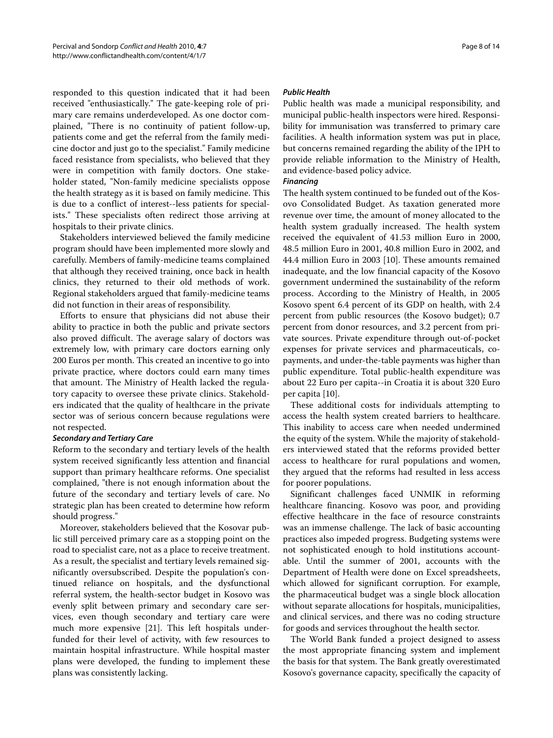responded to this question indicated that it had been received "enthusiastically." The gate-keeping role of primary care remains underdeveloped. As one doctor complained, "There is no continuity of patient follow-up, patients come and get the referral from the family medicine doctor and just go to the specialist." Family medicine faced resistance from specialists, who believed that they were in competition with family doctors. One stakeholder stated, "Non-family medicine specialists oppose the health strategy as it is based on family medicine. This is due to a conflict of interest--less patients for specialists." These specialists often redirect those arriving at hospitals to their private clinics.

Stakeholders interviewed believed the family medicine program should have been implemented more slowly and carefully. Members of family-medicine teams complained that although they received training, once back in health clinics, they returned to their old methods of work. Regional stakeholders argued that family-medicine teams did not function in their areas of responsibility.

Efforts to ensure that physicians did not abuse their ability to practice in both the public and private sectors also proved difficult. The average salary of doctors was extremely low, with primary care doctors earning only 200 Euros per month. This created an incentive to go into private practice, where doctors could earn many times that amount. The Ministry of Health lacked the regulatory capacity to oversee these private clinics. Stakeholders indicated that the quality of healthcare in the private sector was of serious concern because regulations were not respected.

#### *Secondary and Tertiary Care*

Reform to the secondary and tertiary levels of the health system received significantly less attention and financial support than primary healthcare reforms. One specialist complained, "there is not enough information about the future of the secondary and tertiary levels of care. No strategic plan has been created to determine how reform should progress."

Moreover, stakeholders believed that the Kosovar public still perceived primary care as a stopping point on the road to specialist care, not as a place to receive treatment. As a result, the specialist and tertiary levels remained significantly oversubscribed. Despite the population's continued reliance on hospitals, and the dysfunctional referral system, the health-sector budget in Kosovo was evenly split between primary and secondary care services, even though secondary and tertiary care were much more expensive [21]. This left hospitals underfunded for their level of activity, with few resources to maintain hospital infrastructure. While hospital master plans were developed, the funding to implement these plans was consistently lacking.

#### *Public Health*

Public health was made a municipal responsibility, and municipal public-health inspectors were hired. Responsibility for immunisation was transferred to primary care facilities. A health information system was put in place, but concerns remained regarding the ability of the IPH to provide reliable information to the Ministry of Health, and evidence-based policy advice.

#### *Financing*

The health system continued to be funded out of the Kosovo Consolidated Budget. As taxation generated more revenue over time, the amount of money allocated to the health system gradually increased. The health system received the equivalent of 41.53 million Euro in 2000, 48.5 million Euro in 2001, 40.8 million Euro in 2002, and 44.4 million Euro in 2003 [10]. These amounts remained inadequate, and the low financial capacity of the Kosovo government undermined the sustainability of the reform process. According to the Ministry of Health, in 2005 Kosovo spent 6.4 percent of its GDP on health, with 2.4 percent from public resources (the Kosovo budget); 0.7 percent from donor resources, and 3.2 percent from private sources. Private expenditure through out-of-pocket expenses for private services and pharmaceuticals, co-payments, and under-the-table payments was higher than public expenditure. Total public-health expenditure was about 22 Euro per capita--in Croatia it is about 320 Euro per capita [10].

These additional costs for individuals attempting to access the health system created barriers to healthcare. This inability to access care when needed undermined the equity of the system. While the majority of stakeholders interviewed stated that the reforms provided better access to healthcare for rural populations and women, they argued that the reforms had resulted in less access for poorer populations.

Significant challenges faced UNMIK in reforming healthcare financing. Kosovo was poor, and providing effective healthcare in the face of resource constraints was an immense challenge. The lack of basic accounting practices also impeded progress. Budgeting systems were not sophisticated enough to hold institutions accountable. Until the summer of 2001, accounts with the Department of Health were done on Excel spreadsheets, which allowed for significant corruption. For example, the pharmaceutical budget was a single block allocation without separate allocations for hospitals, municipalities, and clinical services, and there was no coding structure for goods and services throughout the health sector.

The World Bank funded a project designed to assess the most appropriate financing system and implement the basis for that system. The Bank greatly overestimated Kosovo's governance capacity, specifically the capacity of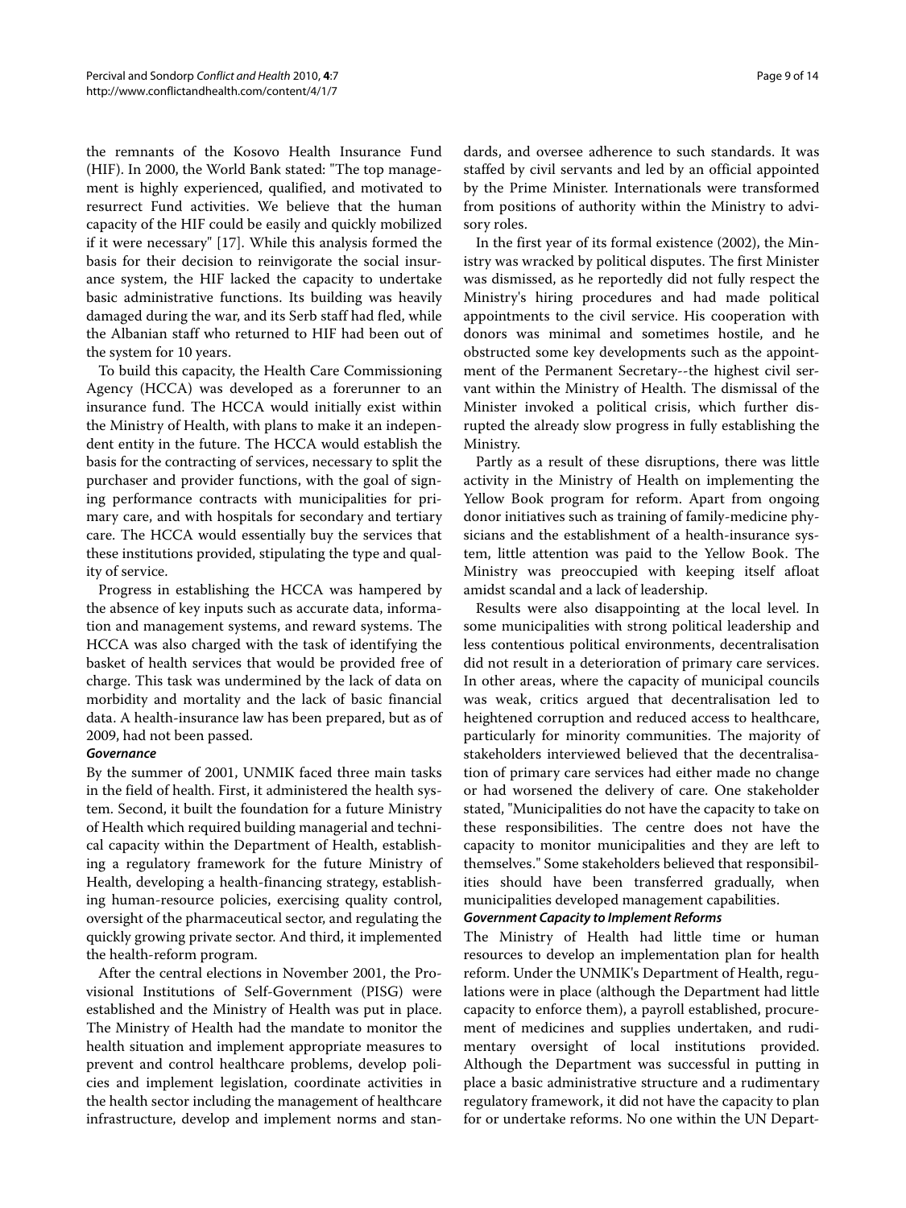the remnants of the Kosovo Health Insurance Fund (HIF). In 2000, the World Bank stated: "The top management is highly experienced, qualified, and motivated to resurrect Fund activities. We believe that the human capacity of the HIF could be easily and quickly mobilized if it were necessary" [17]. While this analysis formed the basis for their decision to reinvigorate the social insurance system, the HIF lacked the capacity to undertake basic administrative functions. Its building was heavily damaged during the war, and its Serb staff had fled, while the Albanian staff who returned to HIF had been out of the system for 10 years.

To build this capacity, the Health Care Commissioning Agency (HCCA) was developed as a forerunner to an insurance fund. The HCCA would initially exist within the Ministry of Health, with plans to make it an independent entity in the future. The HCCA would establish the basis for the contracting of services, necessary to split the purchaser and provider functions, with the goal of signing performance contracts with municipalities for primary care, and with hospitals for secondary and tertiary care. The HCCA would essentially buy the services that these institutions provided, stipulating the type and quality of service.

Progress in establishing the HCCA was hampered by the absence of key inputs such as accurate data, information and management systems, and reward systems. The HCCA was also charged with the task of identifying the basket of health services that would be provided free of charge. This task was undermined by the lack of data on morbidity and mortality and the lack of basic financial data. A health-insurance law has been prepared, but as of 2009, had not been passed.

***Governance***

By the summer of 2001, UNMIK faced three main tasks in the field of health. First, it administered the health system. Second, it built the foundation for a future Ministry of Health which required building managerial and technical capacity within the Department of Health, establishing a regulatory framework for the future Ministry of Health, developing a health-financing strategy, establishing human-resource policies, exercising quality control, oversight of the pharmaceutical sector, and regulating the quickly growing private sector. And third, it implemented the health-reform program.

After the central elections in November 2001, the Provisional Institutions of Self-Government (PISG) were established and the Ministry of Health was put in place. The Ministry of Health had the mandate to monitor the health situation and implement appropriate measures to prevent and control healthcare problems, develop policies and implement legislation, coordinate activities in the health sector including the management of healthcare infrastructure, develop and implement norms and standards, and oversee adherence to such standards. It was staffed by civil servants and led by an official appointed by the Prime Minister. Internationals were transformed from positions of authority within the Ministry to advisory roles.

In the first year of its formal existence (2002), the Ministry was wracked by political disputes. The first Minister was dismissed, as he reportedly did not fully respect the Ministry's hiring procedures and had made political appointments to the civil service. His cooperation with donors was minimal and sometimes hostile, and he obstructed some key developments such as the appointment of the Permanent Secretary--the highest civil servant within the Ministry of Health. The dismissal of the Minister invoked a political crisis, which further disrupted the already slow progress in fully establishing the Ministry.

Partly as a result of these disruptions, there was little activity in the Ministry of Health on implementing the Yellow Book program for reform. Apart from ongoing donor initiatives such as training of family-medicine physicians and the establishment of a health-insurance system, little attention was paid to the Yellow Book. The Ministry was preoccupied with keeping itself afloat amidst scandal and a lack of leadership.

Results were also disappointing at the local level. In some municipalities with strong political leadership and less contentious political environments, decentralisation did not result in a deterioration of primary care services. In other areas, where the capacity of municipal councils was weak, critics argued that decentralisation led to heightened corruption and reduced access to healthcare, particularly for minority communities. The majority of stakeholders interviewed believed that the decentralisation of primary care services had either made no change or had worsened the delivery of care. One stakeholder stated, "Municipalities do not have the capacity to take on these responsibilities. The centre does not have the capacity to monitor municipalities and they are left to themselves." Some stakeholders believed that responsibilities should have been transferred gradually, when municipalities developed management capabilities.

***Government Capacity to Implement Reforms***

The Ministry of Health had little time or human resources to develop an implementation plan for health reform. Under the UNMIK's Department of Health, regulations were in place (although the Department had little capacity to enforce them), a payroll established, procurement of medicines and supplies undertaken, and rudimentary oversight of local institutions provided. Although the Department was successful in putting in place a basic administrative structure and a rudimentary regulatory framework, it did not have the capacity to plan for or undertake reforms. No one within the UN Depart-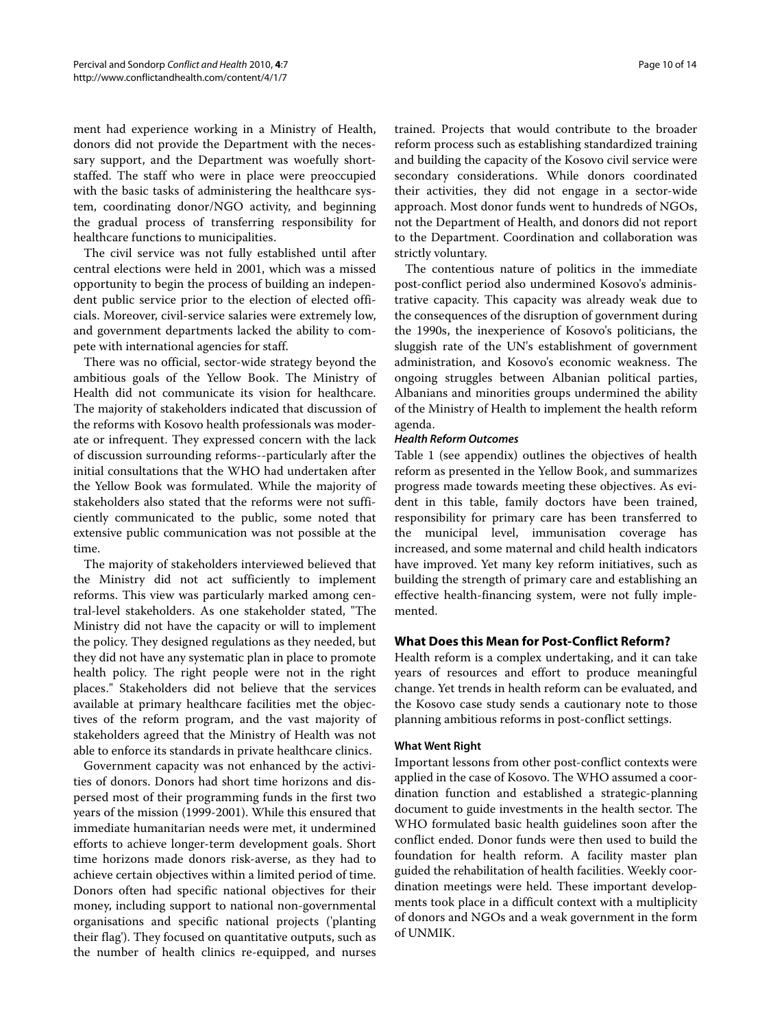ment had experience working in a Ministry of Health, donors did not provide the Department with the necessary support, and the Department was woefully short-staffed. The staff who were in place were preoccupied with the basic tasks of administering the healthcare system, coordinating donor/NGO activity, and beginning the gradual process of transferring responsibility for healthcare functions to municipalities.

The civil service was not fully established until after central elections were held in 2001, which was a missed opportunity to begin the process of building an independent public service prior to the election of elected officials. Moreover, civil-service salaries were extremely low, and government departments lacked the ability to compete with international agencies for staff.

There was no official, sector-wide strategy beyond the ambitious goals of the Yellow Book. The Ministry of Health did not communicate its vision for healthcare. The majority of stakeholders indicated that discussion of the reforms with Kosovo health professionals was moderate or infrequent. They expressed concern with the lack of discussion surrounding reforms--particularly after the initial consultations that the WHO had undertaken after the Yellow Book was formulated. While the majority of stakeholders also stated that the reforms were not sufficiently communicated to the public, some noted that extensive public communication was not possible at the time.

The majority of stakeholders interviewed believed that the Ministry did not act sufficiently to implement reforms. This view was particularly marked among central-level stakeholders. As one stakeholder stated, "The Ministry did not have the capacity or will to implement the policy. They designed regulations as they needed, but they did not have any systematic plan in place to promote health policy. The right people were not in the right places." Stakeholders did not believe that the services available at primary healthcare facilities met the objectives of the reform program, and the vast majority of stakeholders agreed that the Ministry of Health was not able to enforce its standards in private healthcare clinics.

Government capacity was not enhanced by the activities of donors. Donors had short time horizons and dispersed most of their programming funds in the first two years of the mission (1999-2001). While this ensured that immediate humanitarian needs were met, it undermined efforts to achieve longer-term development goals. Short time horizons made donors risk-averse, as they had to achieve certain objectives within a limited period of time. Donors often had specific national objectives for their money, including support to national non-governmental organisations and specific national projects ('planting their flag'). They focused on quantitative outputs, such as the number of health clinics re-equipped, and nurses trained. Projects that would contribute to the broader reform process such as establishing standardized training and building the capacity of the Kosovo civil service were secondary considerations. While donors coordinated their activities, they did not engage in a sector-wide approach. Most donor funds went to hundreds of NGOs, not the Department of Health, and donors did not report to the Department. Coordination and collaboration was strictly voluntary.

The contentious nature of politics in the immediate post-conflict period also undermined Kosovo's administrative capacity. This capacity was already weak due to the consequences of the disruption of government during the 1990s, the inexperience of Kosovo's politicians, the sluggish rate of the UN's establishment of government administration, and Kosovo's economic weakness. The ongoing struggles between Albanian political parties, Albanians and minorities groups undermined the ability of the Ministry of Health to implement the health reform agenda.

#### *Health Reform Outcomes*

Table 1 (see appendix) outlines the objectives of health reform as presented in the Yellow Book, and summarizes progress made towards meeting these objectives. As evident in this table, family doctors have been trained, responsibility for primary care has been transferred to the municipal level, immunisation coverage has increased, and some maternal and child health indicators have improved. Yet many key reform initiatives, such as building the strength of primary care and establishing an effective health-financing system, were not fully implemented.

## What Does this Mean for Post-Conflict Reform?

Health reform is a complex undertaking, and it can take years of resources and effort to produce meaningful change. Yet trends in health reform can be evaluated, and the Kosovo case study sends a cautionary note to those planning ambitious reforms in post-conflict settings.

### What Went Right

Important lessons from other post-conflict contexts were applied in the case of Kosovo. The WHO assumed a coordination function and established a strategic-planning document to guide investments in the health sector. The WHO formulated basic health guidelines soon after the conflict ended. Donor funds were then used to build the foundation for health reform. A facility master plan guided the rehabilitation of health facilities. Weekly coordination meetings were held. These important developments took place in a difficult context with a multiplicity of donors and NGOs and a weak government in the form of UNMIK.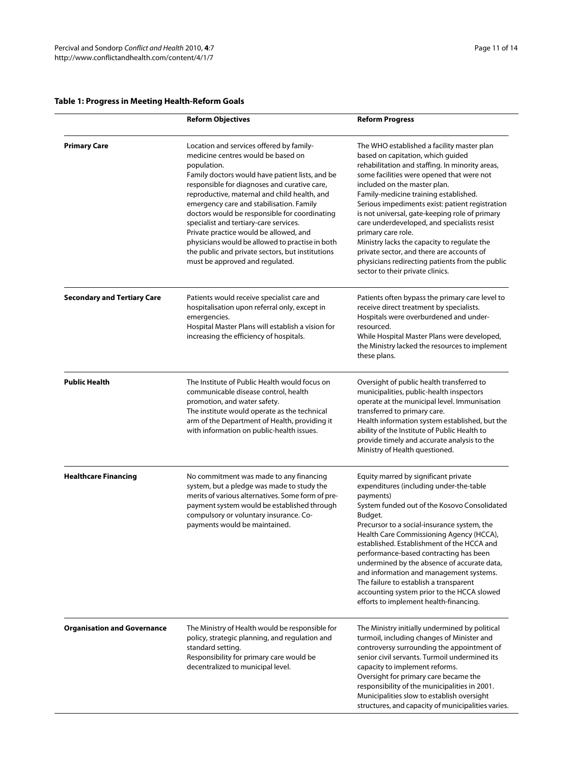**Table 1: Progress in Meeting Health-Reform Goals**

| | Reform Objectives | Reform Progress |
|---|---|---|
| **Primary Care** | Location and services offered by family-medicine centres would be based on population.<br>Family doctors would have patient lists, and be responsible for diagnoses and curative care, reproductive, maternal and child health, and emergency care and stabilisation. Family doctors would be responsible for coordinating specialist and tertiary-care services.<br>Private practice would be allowed, and physicians would be allowed to practise in both the public and private sectors, but institutions must be approved and regulated. | The WHO established a facility master plan based on capitation, which guided rehabilitation and staffing. In minority areas, some facilities were opened that were not included on the master plan.<br>Family-medicine training established.<br>Serious impediments exist: patient registration is not universal, gate-keeping role of primary care underdeveloped, and specialists resist primary care role.<br>Ministry lacks the capacity to regulate the private sector, and there are accounts of physicians redirecting patients from the public sector to their private clinics. |
| **Secondary and Tertiary Care** | Patients would receive specialist care and hospitalisation upon referral only, except in emergencies.<br>Hospital Master Plans will establish a vision for increasing the efficiency of hospitals. | Patients often bypass the primary care level to receive direct treatment by specialists.<br>Hospitals were overburdened and under-resourced.<br>While Hospital Master Plans were developed, the Ministry lacked the resources to implement these plans. |
| **Public Health** | The Institute of Public Health would focus on communicable disease control, health promotion, and water safety.<br>The institute would operate as the technical arm of the Department of Health, providing it with information on public-health issues. | Oversight of public health transferred to municipalities, public-health inspectors operate at the municipal level. Immunisation transferred to primary care.<br>Health information system established, but the ability of the Institute of Public Health to provide timely and accurate analysis to the Ministry of Health questioned. |
| **Healthcare Financing** | No commitment was made to any financing system, but a pledge was made to study the merits of various alternatives. Some form of pre-payment system would be established through compulsory or voluntary insurance. Co-payments would be maintained. | Equity marred by significant private expenditures (including under-the-table payments)<br>System funded out of the Kosovo Consolidated Budget.<br>Precursor to a social-insurance system, the Health Care Commissioning Agency (HCCA), established. Establishment of the HCCA and performance-based contracting has been undermined by the absence of accurate data, and information and management systems.<br>The failure to establish a transparent accounting system prior to the HCCA slowed efforts to implement health-financing. |
| **Organisation and Governance** | The Ministry of Health would be responsible for policy, strategic planning, and regulation and standard setting.<br>Responsibility for primary care would be decentralized to municipal level. | The Ministry initially undermined by political turmoil, including changes of Minister and controversy surrounding the appointment of senior civil servants. Turmoil undermined its capacity to implement reforms.<br>Oversight for primary care became the responsibility of the municipalities in 2001.<br>Municipalities slow to establish oversight structures, and capacity of municipalities varies. |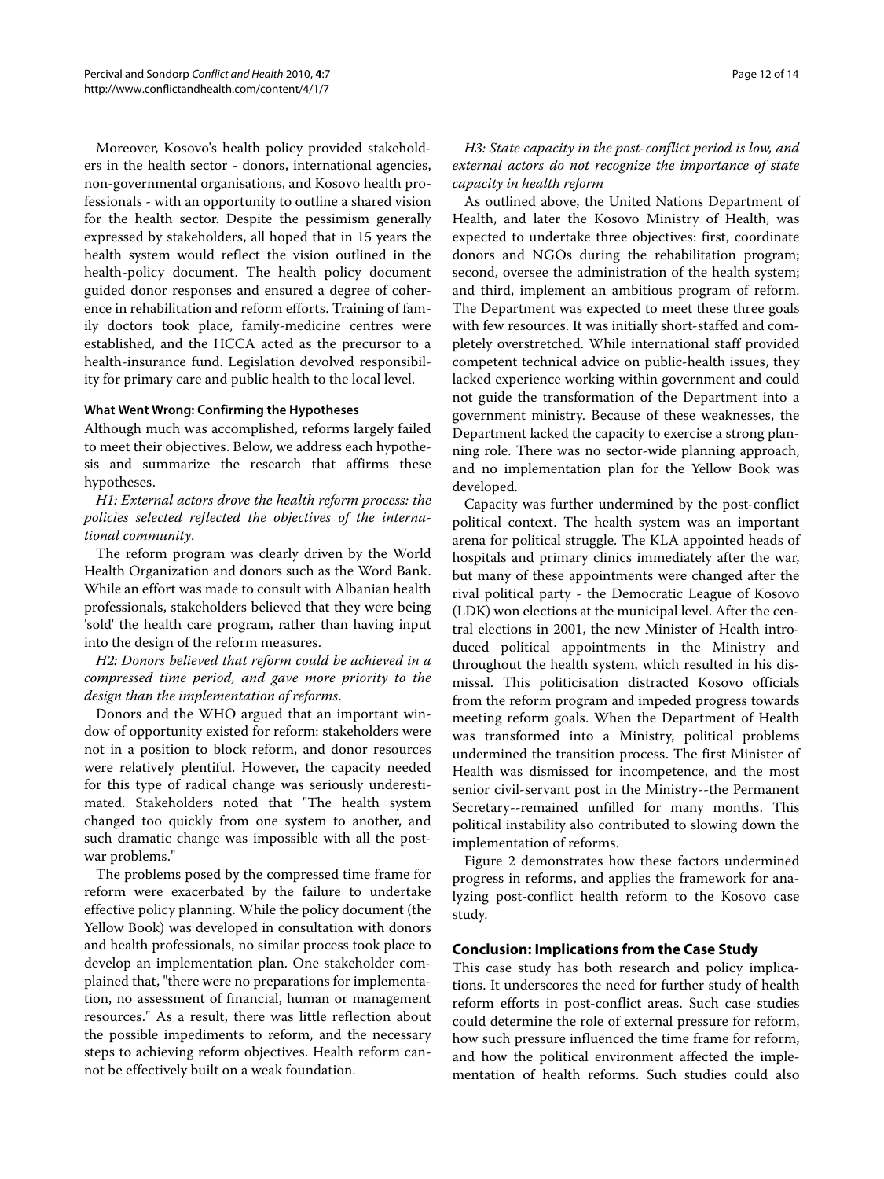Moreover, Kosovo's health policy provided stakeholders in the health sector - donors, international agencies, non-governmental organisations, and Kosovo health professionals - with an opportunity to outline a shared vision for the health sector. Despite the pessimism generally expressed by stakeholders, all hoped that in 15 years the health system would reflect the vision outlined in the health-policy document. The health policy document guided donor responses and ensured a degree of coherence in rehabilitation and reform efforts. Training of family doctors took place, family-medicine centres were established, and the HCCA acted as the precursor to a health-insurance fund. Legislation devolved responsibility for primary care and public health to the local level.

#### What Went Wrong: Confirming the Hypotheses

Although much was accomplished, reforms largely failed to meet their objectives. Below, we address each hypothesis and summarize the research that affirms these hypotheses.

*H1: External actors drove the health reform process: the policies selected reflected the objectives of the international community.*

The reform program was clearly driven by the World Health Organization and donors such as the Word Bank. While an effort was made to consult with Albanian health professionals, stakeholders believed that they were being 'sold' the health care program, rather than having input into the design of the reform measures.

*H2: Donors believed that reform could be achieved in a compressed time period, and gave more priority to the design than the implementation of reforms.*

Donors and the WHO argued that an important window of opportunity existed for reform: stakeholders were not in a position to block reform, and donor resources were relatively plentiful. However, the capacity needed for this type of radical change was seriously underestimated. Stakeholders noted that "The health system changed too quickly from one system to another, and such dramatic change was impossible with all the post-war problems."

The problems posed by the compressed time frame for reform were exacerbated by the failure to undertake effective policy planning. While the policy document (the Yellow Book) was developed in consultation with donors and health professionals, no similar process took place to develop an implementation plan. One stakeholder complained that, "there were no preparations for implementation, no assessment of financial, human or management resources." As a result, there was little reflection about the possible impediments to reform, and the necessary steps to achieving reform objectives. Health reform cannot be effectively built on a weak foundation.

*H3: State capacity in the post-conflict period is low, and external actors do not recognize the importance of state capacity in health reform*

As outlined above, the United Nations Department of Health, and later the Kosovo Ministry of Health, was expected to undertake three objectives: first, coordinate donors and NGOs during the rehabilitation program; second, oversee the administration of the health system; and third, implement an ambitious program of reform. The Department was expected to meet these three goals with few resources. It was initially short-staffed and completely overstretched. While international staff provided competent technical advice on public-health issues, they lacked experience working within government and could not guide the transformation of the Department into a government ministry. Because of these weaknesses, the Department lacked the capacity to exercise a strong planning role. There was no sector-wide planning approach, and no implementation plan for the Yellow Book was developed.

Capacity was further undermined by the post-conflict political context. The health system was an important arena for political struggle. The KLA appointed heads of hospitals and primary clinics immediately after the war, but many of these appointments were changed after the rival political party - the Democratic League of Kosovo (LDK) won elections at the municipal level. After the central elections in 2001, the new Minister of Health introduced political appointments in the Ministry and throughout the health system, which resulted in his dismissal. This politicisation distracted Kosovo officials from the reform program and impeded progress towards meeting reform goals. When the Department of Health was transformed into a Ministry, political problems undermined the transition process. The first Minister of Health was dismissed for incompetence, and the most senior civil-servant post in the Ministry--the Permanent Secretary--remained unfilled for many months. This political instability also contributed to slowing down the implementation of reforms.

Figure 2 demonstrates how these factors undermined progress in reforms, and applies the framework for analyzing post-conflict health reform to the Kosovo case study.

### Conclusion: Implications from the Case Study

This case study has both research and policy implications. It underscores the need for further study of health reform efforts in post-conflict areas. Such case studies could determine the role of external pressure for reform, how such pressure influenced the time frame for reform, and how the political environment affected the implementation of health reforms. Such studies could also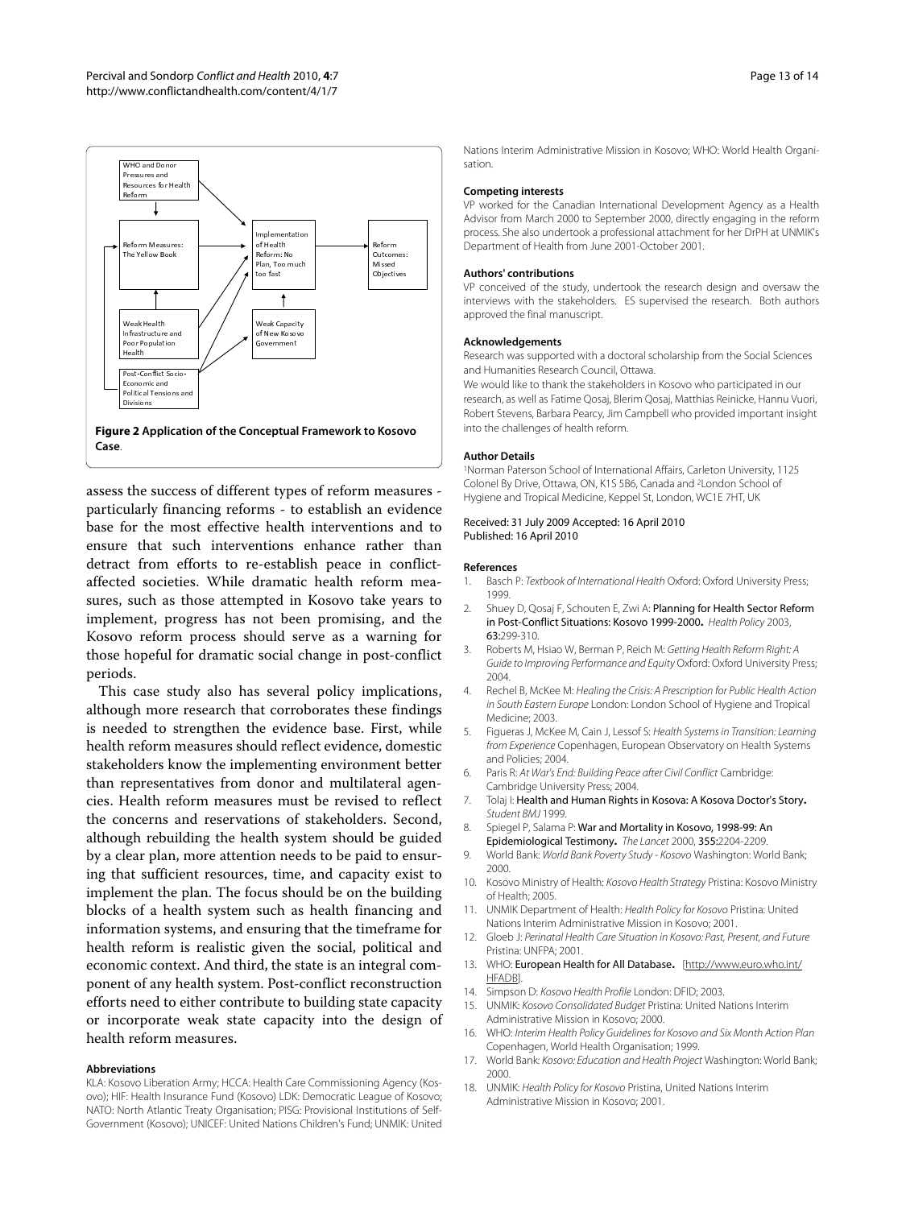WHO and Donor Pressures and Resources for Health Reform

Reform Measures: The Yellow Book

Implementation of Health Reform: No Plan, Too much too fast

Reform Outcomes: Missed Objectives

Weak Health Infrastructure and Poor Population Health

Weak Capacity of New Kosovo Government

Post-Conflict Socio-Economic and Political Tensions and Divisions

**Figure 2 Application of the Conceptual Framework to Kosovo Case**.

assess the success of different types of reform measures - particularly financing reforms - to establish an evidence base for the most effective health interventions and to ensure that such interventions enhance rather than detract from efforts to re-establish peace in conflict-affected societies. While dramatic health reform measures, such as those attempted in Kosovo take years to implement, progress has not been promising, and the Kosovo reform process should serve as a warning for those hopeful for dramatic social change in post-conflict periods.

This case study also has several policy implications, although more research that corroborates these findings is needed to strengthen the evidence base. First, while health reform measures should reflect evidence, domestic stakeholders know the implementing environment better than representatives from donor and multilateral agencies. Health reform measures must be revised to reflect the concerns and reservations of stakeholders. Second, although rebuilding the health system should be guided by a clear plan, more attention needs to be paid to ensuring that sufficient resources, time, and capacity exist to implement the plan. The focus should be on the building blocks of a health system such as health financing and information systems, and ensuring that the timeframe for health reform is realistic given the social, political and economic context. And third, the state is an integral component of any health system. Post-conflict reconstruction efforts need to either contribute to building state capacity or incorporate weak state capacity into the design of health reform measures.

#### Abbreviations

KLA: Kosovo Liberation Army; HCCA: Health Care Commissioning Agency (Kosovo); HIF: Health Insurance Fund (Kosovo) LDK: Democratic League of Kosovo; NATO: North Atlantic Treaty Organisation; PISG: Provisional Institutions of Self-Government (Kosovo); UNICEF: United Nations Children's Fund; UNMIK: United Nations Interim Administrative Mission in Kosovo; WHO: World Health Organisation.

#### Competing interests

VP worked for the Canadian International Development Agency as a Health Advisor from March 2000 to September 2000, directly engaging in the reform process. She also undertook a professional attachment for her DrPH at UNMIK's Department of Health from June 2001-October 2001.

#### Authors' contributions

VP conceived of the study, undertook the research design and oversaw the interviews with the stakeholders. ES supervised the research. Both authors approved the final manuscript.

#### Acknowledgements

Research was supported with a doctoral scholarship from the Social Sciences and Humanities Research Council, Ottawa.

We would like to thank the stakeholders in Kosovo who participated in our research, as well as Fatime Qosaj, Blerim Qosaj, Matthias Reinicke, Hannu Vuori, Robert Stevens, Barbara Pearcy, Jim Campbell who provided important insight into the challenges of health reform.

#### Author Details

[1]Norman Paterson School of International Affairs, Carleton University, 1125 Colonel By Drive, Ottawa, ON, K1S 5B6, Canada and [2]London School of Hygiene and Tropical Medicine, Keppel St, London, WC1E 7HT, UK

Received: 31 July 2009 Accepted: 16 April 2010
Published: 16 April 2010

#### References

1. Basch P: *Textbook of International Health* Oxford: Oxford University Press; 1999.
2. Shuey D, Qosaj F, Schouten E, Zwi A: **Planning for Health Sector Reform in Post-Conflict Situations: Kosovo 1999-2000.** *Health Policy* 2003, **63:**299-310.
3. Roberts M, Hsiao W, Berman P, Reich M: *Getting Health Reform Right: A Guide to Improving Performance and Equity* Oxford: Oxford University Press; 2004.
4. Rechel B, McKee M: *Healing the Crisis: A Prescription for Public Health Action in South Eastern Europe* London: London School of Hygiene and Tropical Medicine; 2003.
5. Figueras J, McKee M, Cain J, Lessof S: *Health Systems in Transition: Learning from Experience* Copenhagen, European Observatory on Health Systems and Policies; 2004.
6. Paris R: *At War's End: Building Peace after Civil Conflict* Cambridge: Cambridge University Press; 2004.
7. Tolaj I: **Health and Human Rights in Kosova: A Kosova Doctor's Story.** *Student BMJ* 1999.
8. Spiegel P, Salama P: **War and Mortality in Kosovo, 1998-99: An Epidemiological Testimony.** *The Lancet* 2000, **355:**2204-2209.
9. World Bank: *World Bank Poverty Study - Kosovo* Washington: World Bank; 2000.
10. Kosovo Ministry of Health: *Kosovo Health Strategy* Pristina: Kosovo Ministry of Health; 2005.
11. UNMIK Department of Health: *Health Policy for Kosovo* Pristina: United Nations Interim Administrative Mission in Kosovo; 2001.
12. Gloeb J: *Perinatal Health Care Situation in Kosovo: Past, Present, and Future* Pristina: UNFPA; 2001.
13. WHO: **European Health for All Database.** [http://www.euro.who.int/HFADB].
14. Simpson D: *Kosovo Health Profile* London: DFID; 2003.
15. UNMIK: *Kosovo Consolidated Budget* Pristina: United Nations Interim Administrative Mission in Kosovo; 2000.
16. WHO: *Interim Health Policy Guidelines for Kosovo and Six Month Action Plan* Copenhagen, World Health Organisation; 1999.
17. World Bank: *Kosovo: Education and Health Project* Washington: World Bank; 2000.
18. UNMIK: *Health Policy for Kosovo* Pristina, United Nations Interim Administrative Mission in Kosovo; 2001.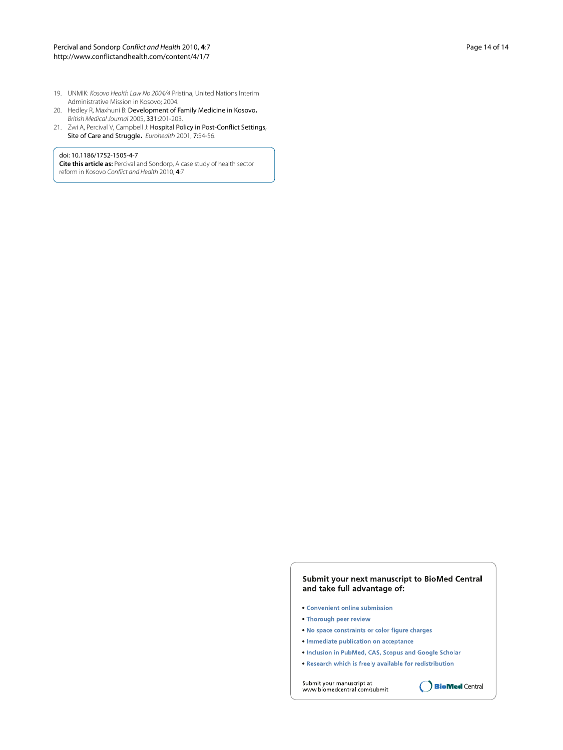19. UNMIK: *Kosovo Health Law No 2004/4* Pristina, United Nations Interim Administrative Mission in Kosovo; 2004.
20. Hedley R, Maxhuni B: Development of Family Medicine in Kosovo. *British Medical Journal* 2005, **331**:201-203.
21. Zwi A, Percival V, Campbell J: Hospital Policy in Post-Conflict Settings, Site of Care and Struggle. *Eurohealth* 2001, **7**:54-56.

doi: 10.1186/1752-1505-4-7
**Cite this article as:** Percival and Sondorp, A case study of health sector reform in Kosovo *Conflict and Health* 2010, **4**:7

**Submit your next manuscript to BioMed Central and take full advantage of:**

- Convenient online submission
- Thorough peer review
- No space constraints or color figure charges
- Immediate publication on acceptance
- Inclusion in PubMed, CAS, Scopus and Google Scholar
- Research which is freely available for redistribution

Submit your manuscript at
www.biomedcentral.com/submit

BioMed Central